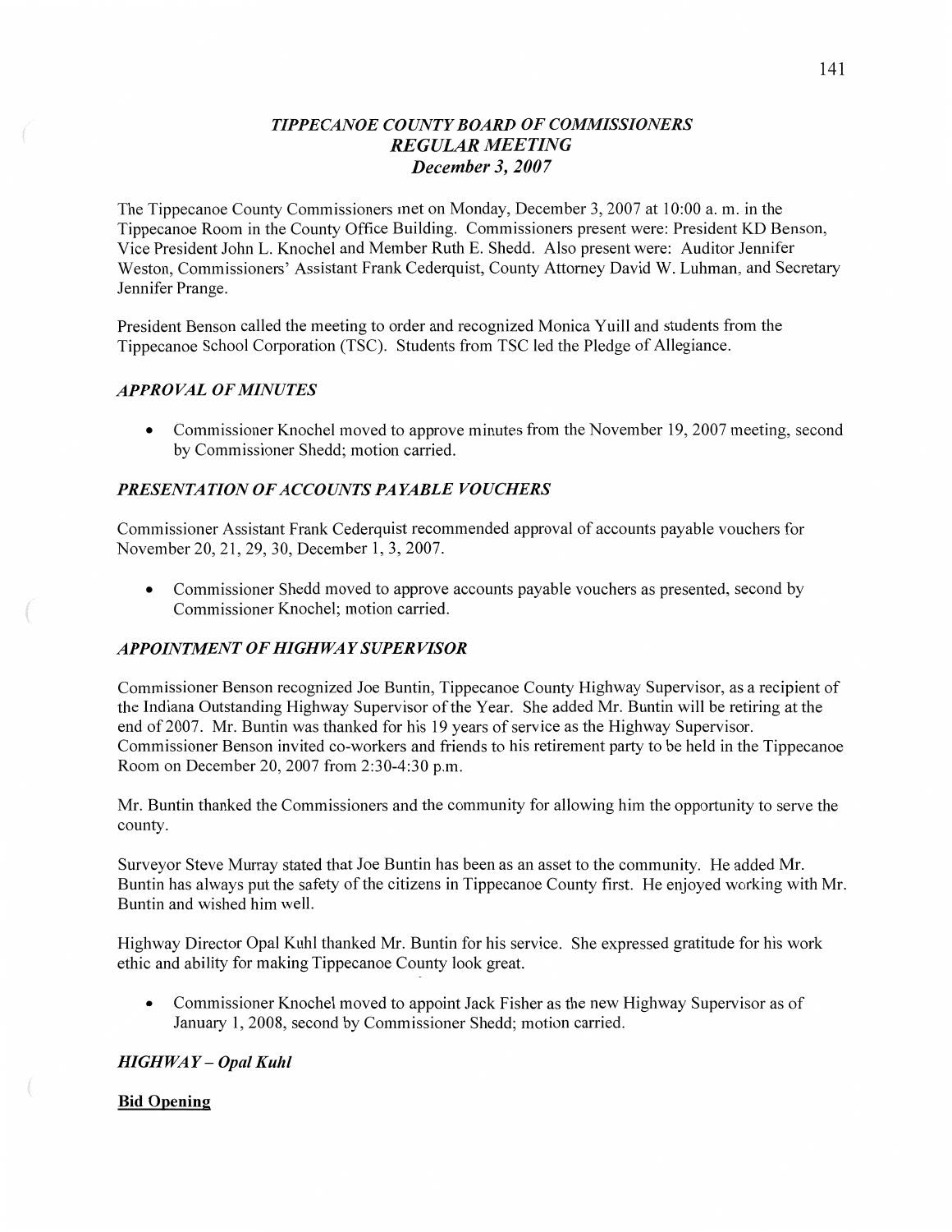# *TIPPECANOE COUNTY BOARD OF COMMISSIONERS*
## *REGULAR MEETING*
### *December 3, 2007*

The Tippecanoe County Commissioners met on Monday, December 3, 2007 at 10:00 a. m. in the Tippecanoe Room in the County Office Building. Commissioners present were: President KD Benson, Vice President John L. Knochel and Member Ruth E. Shedd. Also present were: Auditor Jennifer Weston, Commissioners' Assistant Frank Cederquist, County Attorney David W. Luhman, and Secretary Jennifer Prange.

President Benson called the meeting to order and recognized Monica Yuill and students from the Tippecanoe School Corporation (TSC). Students from TSC led the Pledge of Allegiance.

### *APPROVAL OF MINUTES*

- Commissioner Knochel moved to approve minutes from the November 19, 2007 meeting, second by Commissioner Shedd; motion carried.

### *PRESENTATION OF ACCOUNTS PAYABLE VOUCHERS*

Commissioner Assistant Frank Cederquist recommended approval of accounts payable vouchers for November 20, 21, 29, 30, December 1, 3, 2007.

- Commissioner Shedd moved to approve accounts payable vouchers as presented, second by Commissioner Knochel; motion carried.

### *APPOINTMENT OF HIGHWAY SUPERVISOR*

Commissioner Benson recognized Joe Buntin, Tippecanoe County Highway Supervisor, as a recipient of the Indiana Outstanding Highway Supervisor of the Year. She added Mr. Buntin will be retiring at the end of 2007. Mr. Buntin was thanked for his 19 years of service as the Highway Supervisor. Commissioner Benson invited co-workers and friends to his retirement party to be held in the Tippecanoe Room on December 20, 2007 from 2:30-4:30 p.m.

Mr. Buntin thanked the Commissioners and the community for allowing him the opportunity to serve the county.

Surveyor Steve Murray stated that Joe Buntin has been as an asset to the community. He added Mr. Buntin has always put the safety of the citizens in Tippecanoe County first. He enjoyed working with Mr. Buntin and wished him well.

Highway Director Opal Kuhl thanked Mr. Buntin for his service. She expressed gratitude for his work ethic and ability for making Tippecanoe County look great.

- Commissioner Knochel moved to appoint Jack Fisher as the new Highway Supervisor as of January 1, 2008, second by Commissioner Shedd; motion carried.

### *HIGHWAY – Opal Kuhl*

**Bid Opening**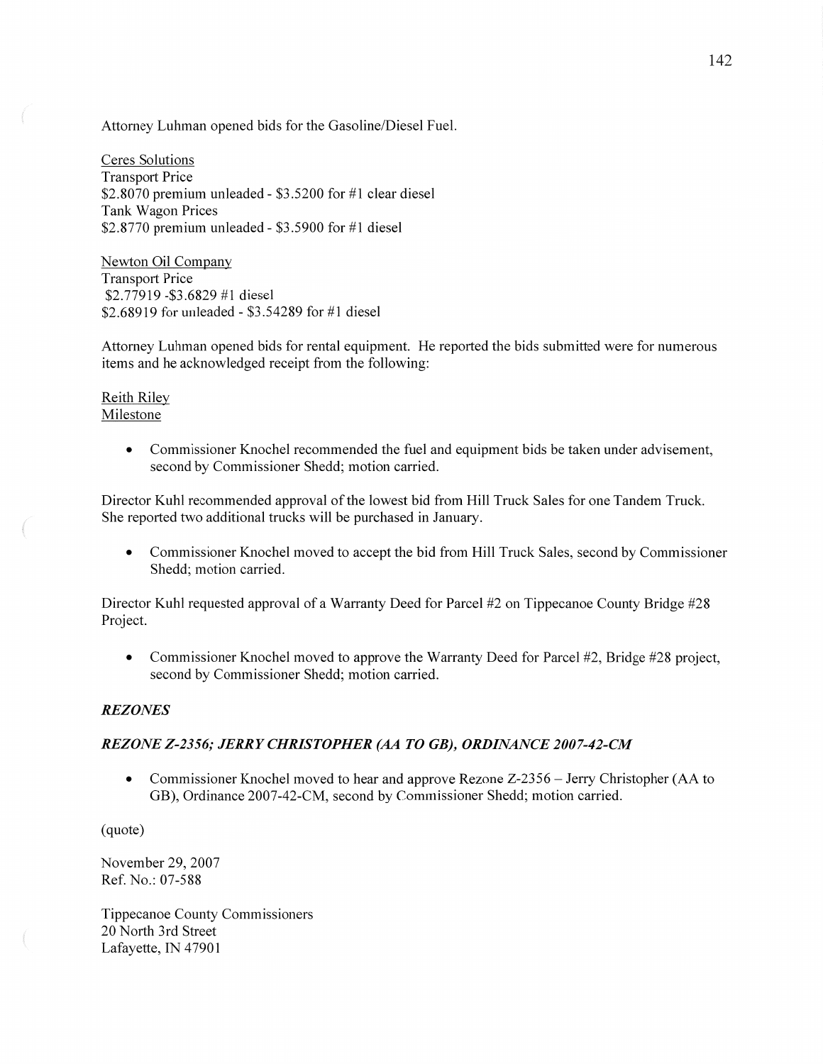Attorney Luhman opened bids for the Gasoline/Diesel Fuel.

Ceres Solutions
Transport Price
$2.8070 premium unleaded - $3.5200 for #1 clear diesel
Tank Wagon Prices
$2.8770 premium unleaded - $3.5900 for #1 diesel

Newton Oil Company
Transport Price
$2.77919 -$3.6829 #1 diesel
$2.68919 for unleaded - $3.54289 for #1 diesel

Attorney Luhman opened bids for rental equipment. He reported the bids submitted were for numerous items and he acknowledged receipt from the following:

Reith Riley
Milestone

- Commissioner Knochel recommended the fuel and equipment bids be taken under advisement, second by Commissioner Shedd; motion carried.

Director Kuhl recommended approval of the lowest bid from Hill Truck Sales for one Tandem Truck. She reported two additional trucks will be purchased in January.

- Commissioner Knochel moved to accept the bid from Hill Truck Sales, second by Commissioner Shedd; motion carried.

Director Kuhl requested approval of a Warranty Deed for Parcel #2 on Tippecanoe County Bridge #28 Project.

- Commissioner Knochel moved to approve the Warranty Deed for Parcel #2, Bridge #28 project, second by Commissioner Shedd; motion carried.

## *REZONES*

### *REZONE Z-2356; JERRY CHRISTOPHER (AA TO GB), ORDINANCE 2007-42-CM*

- Commissioner Knochel moved to hear and approve Rezone Z-2356 – Jerry Christopher (AA to GB), Ordinance 2007-42-CM, second by Commissioner Shedd; motion carried.

(quote)

November 29, 2007
Ref. No.: 07-588

Tippecanoe County Commissioners
20 North 3rd Street
Lafayette, IN 47901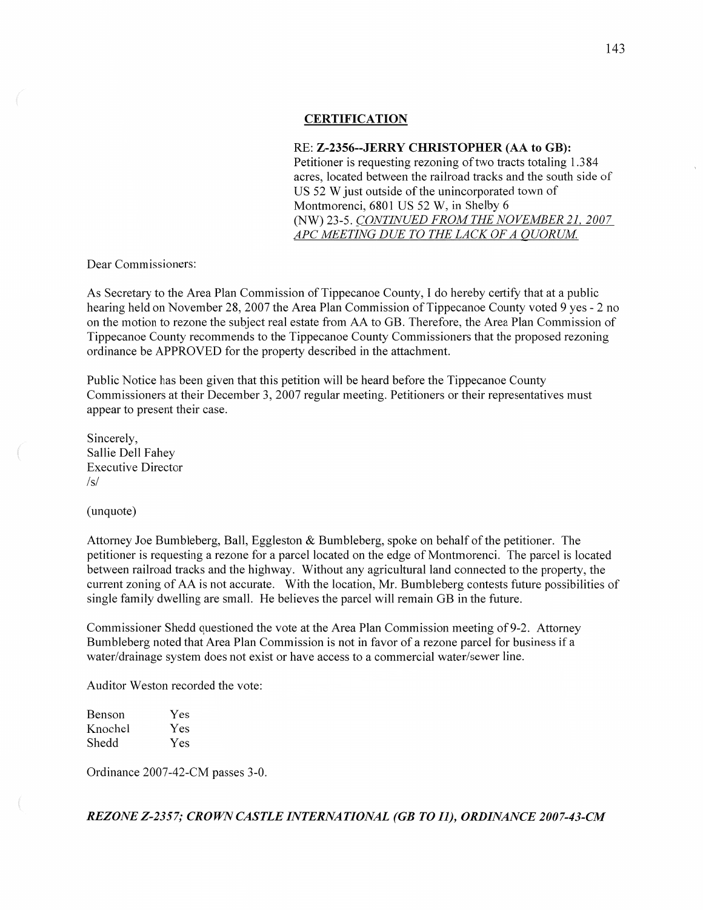### CERTIFICATION

RE: **Z-2356--JERRY CHRISTOPHER (AA to GB):**
Petitioner is requesting rezoning of two tracts totaling 1.384 acres, located between the railroad tracks and the south side of US 52 W just outside of the unincorporated town of Montmorenci, 6801 US 52 W, in Shelby 6 (NW) 23-5. *CONTINUED FROM THE NOVEMBER 21, 2007 APC MEETING DUE TO THE LACK OF A QUORUM.*

Dear Commissioners:

As Secretary to the Area Plan Commission of Tippecanoe County, I do hereby certify that at a public hearing held on November 28, 2007 the Area Plan Commission of Tippecanoe County voted 9 yes - 2 no on the motion to rezone the subject real estate from AA to GB. Therefore, the Area Plan Commission of Tippecanoe County recommends to the Tippecanoe County Commissioners that the proposed rezoning ordinance be APPROVED for the property described in the attachment.

Public Notice has been given that this petition will be heard before the Tippecanoe County Commissioners at their December 3, 2007 regular meeting. Petitioners or their representatives must appear to present their case.

Sincerely,
Sallie Dell Fahey
Executive Director
/s/

(unquote)

Attorney Joe Bumbleberg, Ball, Eggleston & Bumbleberg, spoke on behalf of the petitioner. The petitioner is requesting a rezone for a parcel located on the edge of Montmorenci. The parcel is located between railroad tracks and the highway. Without any agricultural land connected to the property, the current zoning of AA is not accurate. With the location, Mr. Bumbleberg contests future possibilities of single family dwelling are small. He believes the parcel will remain GB in the future.

Commissioner Shedd questioned the vote at the Area Plan Commission meeting of 9-2. Attorney Bumbleberg noted that Area Plan Commission is not in favor of a rezone parcel for business if a water/drainage system does not exist or have access to a commercial water/sewer line.

Auditor Weston recorded the vote:

| | |
|---|---|
| Benson | Yes |
| Knochel | Yes |
| Shedd | Yes |

Ordinance 2007-42-CM passes 3-0.

***REZONE Z-2357; CROWN CASTLE INTERNATIONAL (GB TO I1), ORDINANCE 2007-43-CM***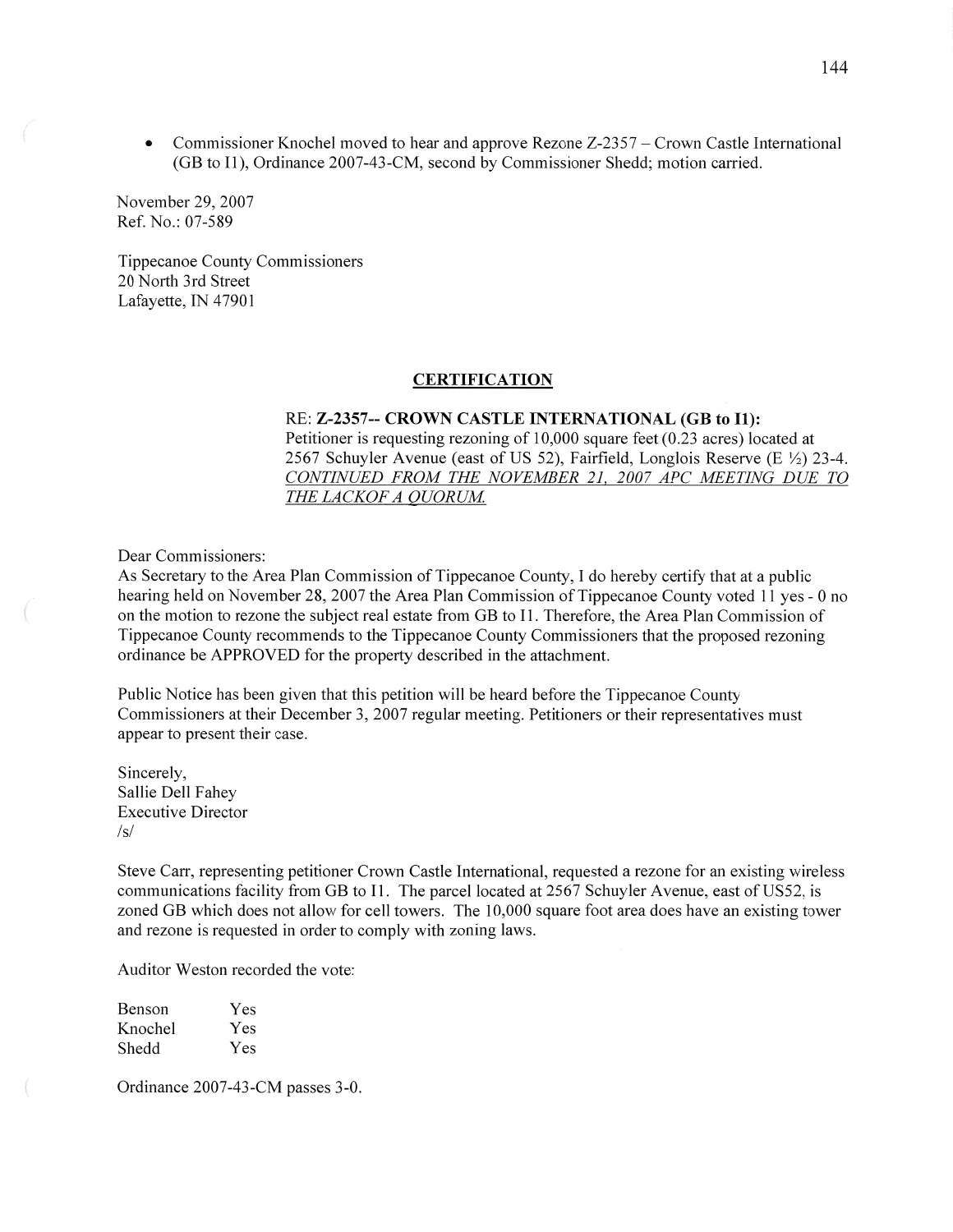- Commissioner Knochel moved to hear and approve Rezone Z-2357 – Crown Castle International (GB to I1), Ordinance 2007-43-CM, second by Commissioner Shedd; motion carried.

November 29, 2007
Ref. No.: 07-589

Tippecanoe County Commissioners
20 North 3rd Street
Lafayette, IN 47901

**CERTIFICATION**

RE: **Z-2357-- CROWN CASTLE INTERNATIONAL (GB to I1):**
Petitioner is requesting rezoning of 10,000 square feet (0.23 acres) located at 2567 Schuyler Avenue (east of US 52), Fairfield, Longlois Reserve (E ½) 23-4.
*CONTINUED FROM THE NOVEMBER 21, 2007 APC MEETING DUE TO THE LACKOF A QUORUM.*

Dear Commissioners:
As Secretary to the Area Plan Commission of Tippecanoe County, I do hereby certify that at a public hearing held on November 28, 2007 the Area Plan Commission of Tippecanoe County voted 11 yes - 0 no on the motion to rezone the subject real estate from GB to I1. Therefore, the Area Plan Commission of Tippecanoe County recommends to the Tippecanoe County Commissioners that the proposed rezoning ordinance be APPROVED for the property described in the attachment.

Public Notice has been given that this petition will be heard before the Tippecanoe County Commissioners at their December 3, 2007 regular meeting. Petitioners or their representatives must appear to present their case.

Sincerely,
Sallie Dell Fahey
Executive Director
/s/

Steve Carr, representing petitioner Crown Castle International, requested a rezone for an existing wireless communications facility from GB to I1. The parcel located at 2567 Schuyler Avenue, east of US52, is zoned GB which does not allow for cell towers. The 10,000 square foot area does have an existing tower and rezone is requested in order to comply with zoning laws.

Auditor Weston recorded the vote:

| | |
|---|---|
| Benson | Yes |
| Knochel | Yes |
| Shedd | Yes |

Ordinance 2007-43-CM passes 3-0.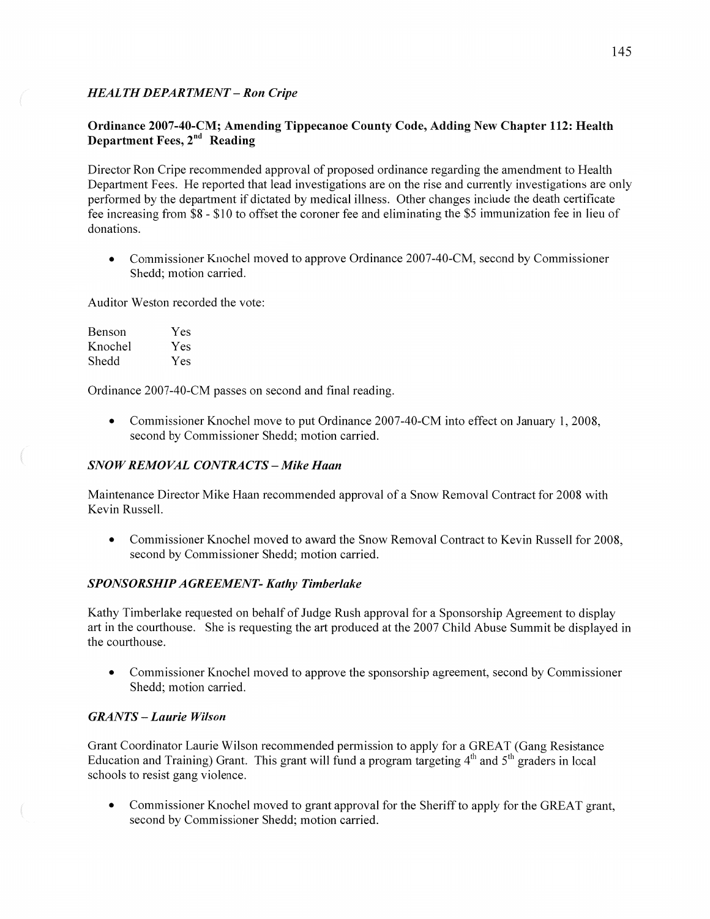### *HEALTH DEPARTMENT – Ron Cripe*

**Ordinance 2007-40-CM; Amending Tippecanoe County Code, Adding New Chapter 112: Health Department Fees, 2nd Reading**

Director Ron Cripe recommended approval of proposed ordinance regarding the amendment to Health Department Fees. He reported that lead investigations are on the rise and currently investigations are only performed by the department if dictated by medical illness. Other changes include the death certificate fee increasing from $8 - $10 to offset the coroner fee and eliminating the $5 immunization fee in lieu of donations.

- Commissioner Knochel moved to approve Ordinance 2007-40-CM, second by Commissioner Shedd; motion carried.

Auditor Weston recorded the vote:

| | |
|---|---|
| Benson | Yes |
| Knochel | Yes |
| Shedd | Yes |

Ordinance 2007-40-CM passes on second and final reading.

- Commissioner Knochel move to put Ordinance 2007-40-CM into effect on January 1, 2008, second by Commissioner Shedd; motion carried.

### *SNOW REMOVAL CONTRACTS – Mike Haan*

Maintenance Director Mike Haan recommended approval of a Snow Removal Contract for 2008 with Kevin Russell.

- Commissioner Knochel moved to award the Snow Removal Contract to Kevin Russell for 2008, second by Commissioner Shedd; motion carried.

### *SPONSORSHIP AGREEMENT- Kathy Timberlake*

Kathy Timberlake requested on behalf of Judge Rush approval for a Sponsorship Agreement to display art in the courthouse. She is requesting the art produced at the 2007 Child Abuse Summit be displayed in the courthouse.

- Commissioner Knochel moved to approve the sponsorship agreement, second by Commissioner Shedd; motion carried.

### *GRANTS – Laurie Wilson*

Grant Coordinator Laurie Wilson recommended permission to apply for a GREAT (Gang Resistance Education and Training) Grant. This grant will fund a program targeting 4th and 5th graders in local schools to resist gang violence.

- Commissioner Knochel moved to grant approval for the Sheriff to apply for the GREAT grant, second by Commissioner Shedd; motion carried.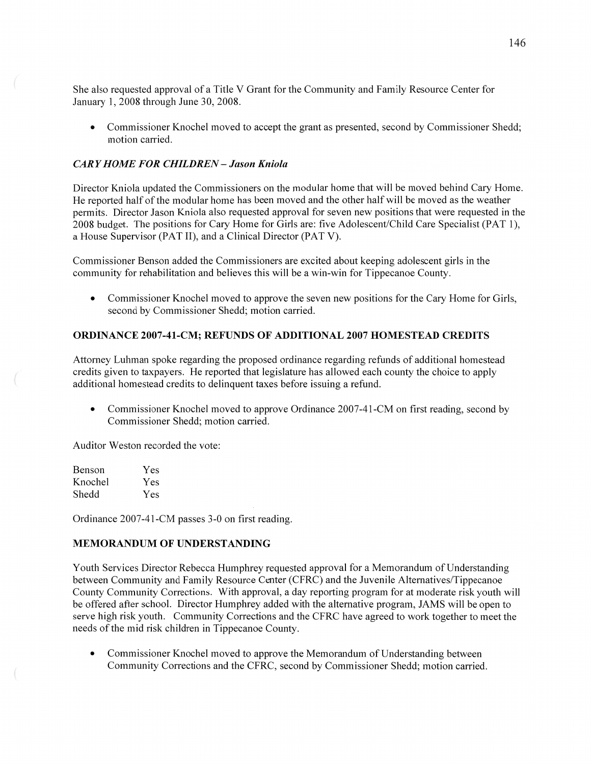She also requested approval of a Title V Grant for the Community and Family Resource Center for January 1, 2008 through June 30, 2008.

- Commissioner Knochel moved to accept the grant as presented, second by Commissioner Shedd; motion carried.

### *CARY HOME FOR CHILDREN – Jason Kniola*

Director Kniola updated the Commissioners on the modular home that will be moved behind Cary Home. He reported half of the modular home has been moved and the other half will be moved as the weather permits. Director Jason Kniola also requested approval for seven new positions that were requested in the 2008 budget. The positions for Cary Home for Girls are: five Adolescent/Child Care Specialist (PAT 1), a House Supervisor (PAT II), and a Clinical Director (PAT V).

Commissioner Benson added the Commissioners are excited about keeping adolescent girls in the community for rehabilitation and believes this will be a win-win for Tippecanoe County.

- Commissioner Knochel moved to approve the seven new positions for the Cary Home for Girls, second by Commissioner Shedd; motion carried.

### ORDINANCE 2007-41-CM; REFUNDS OF ADDITIONAL 2007 HOMESTEAD CREDITS

Attorney Luhman spoke regarding the proposed ordinance regarding refunds of additional homestead credits given to taxpayers. He reported that legislature has allowed each county the choice to apply additional homestead credits to delinquent taxes before issuing a refund.

- Commissioner Knochel moved to approve Ordinance 2007-41-CM on first reading, second by Commissioner Shedd; motion carried.

Auditor Weston recorded the vote:

| | |
|---|---|
| Benson | Yes |
| Knochel | Yes |
| Shedd | Yes |

Ordinance 2007-41-CM passes 3-0 on first reading.

### MEMORANDUM OF UNDERSTANDING

Youth Services Director Rebecca Humphrey requested approval for a Memorandum of Understanding between Community and Family Resource Center (CFRC) and the Juvenile Alternatives/Tippecanoe County Community Corrections. With approval, a day reporting program for at moderate risk youth will be offered after school. Director Humphrey added with the alternative program, JAMS will be open to serve high risk youth. Community Corrections and the CFRC have agreed to work together to meet the needs of the mid risk children in Tippecanoe County.

- Commissioner Knochel moved to approve the Memorandum of Understanding between Community Corrections and the CFRC, second by Commissioner Shedd; motion carried.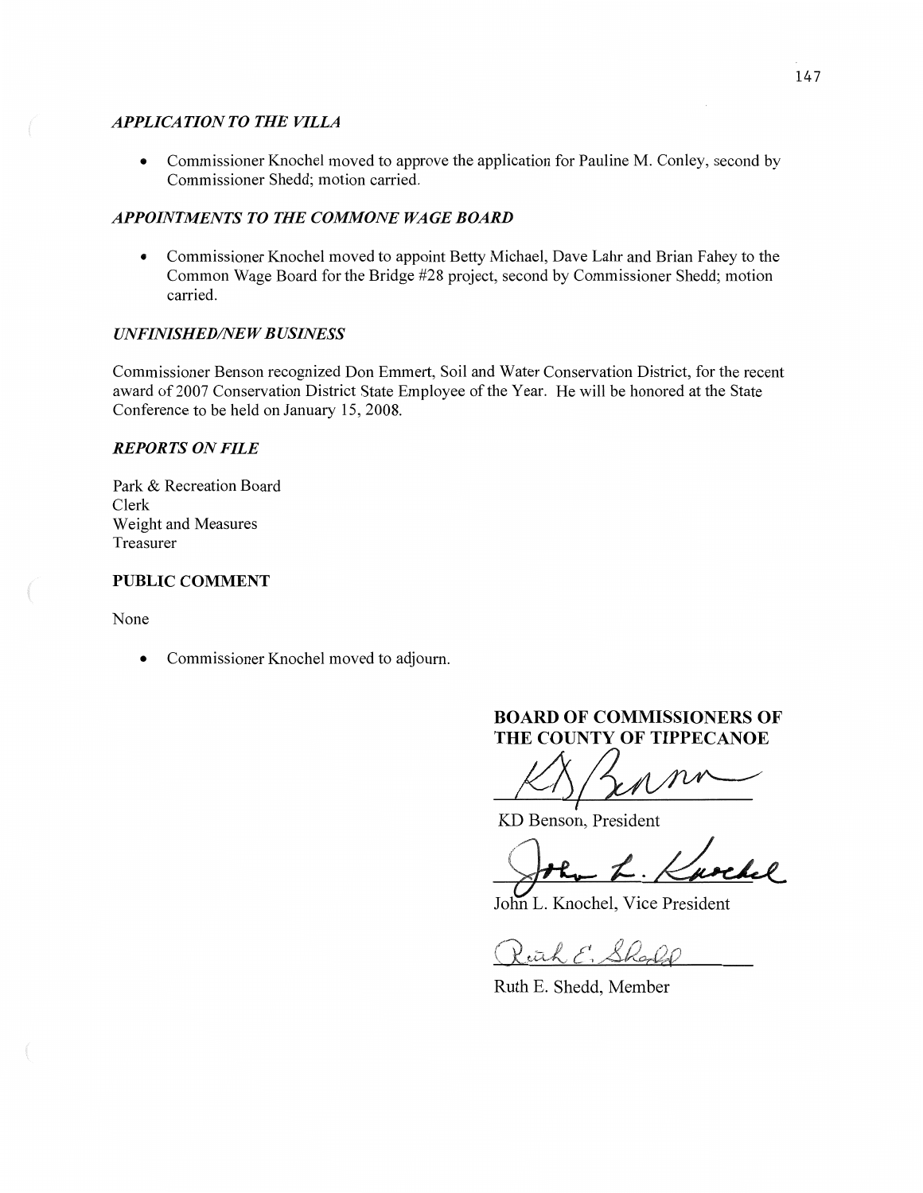### *APPLICATION TO THE VILLA*

- Commissioner Knochel moved to approve the application for Pauline M. Conley, second by Commissioner Shedd; motion carried.

### *APPOINTMENTS TO THE COMMONE WAGE BOARD*

- Commissioner Knochel moved to appoint Betty Michael, Dave Lahr and Brian Fahey to the Common Wage Board for the Bridge #28 project, second by Commissioner Shedd; motion carried.

### *UNFINISHED/NEW BUSINESS*

Commissioner Benson recognized Don Emmert, Soil and Water Conservation District, for the recent award of 2007 Conservation District State Employee of the Year. He will be honored at the State Conference to be held on January 15, 2008.

### *REPORTS ON FILE*

Park & Recreation Board
Clerk
Weight and Measures
Treasurer

### PUBLIC COMMENT

None

- Commissioner Knochel moved to adjourn.

**BOARD OF COMMISSIONERS OF THE COUNTY OF TIPPECANOE**

KD Benson, President

John L. Knochel, Vice President

Ruth E. Shedd, Member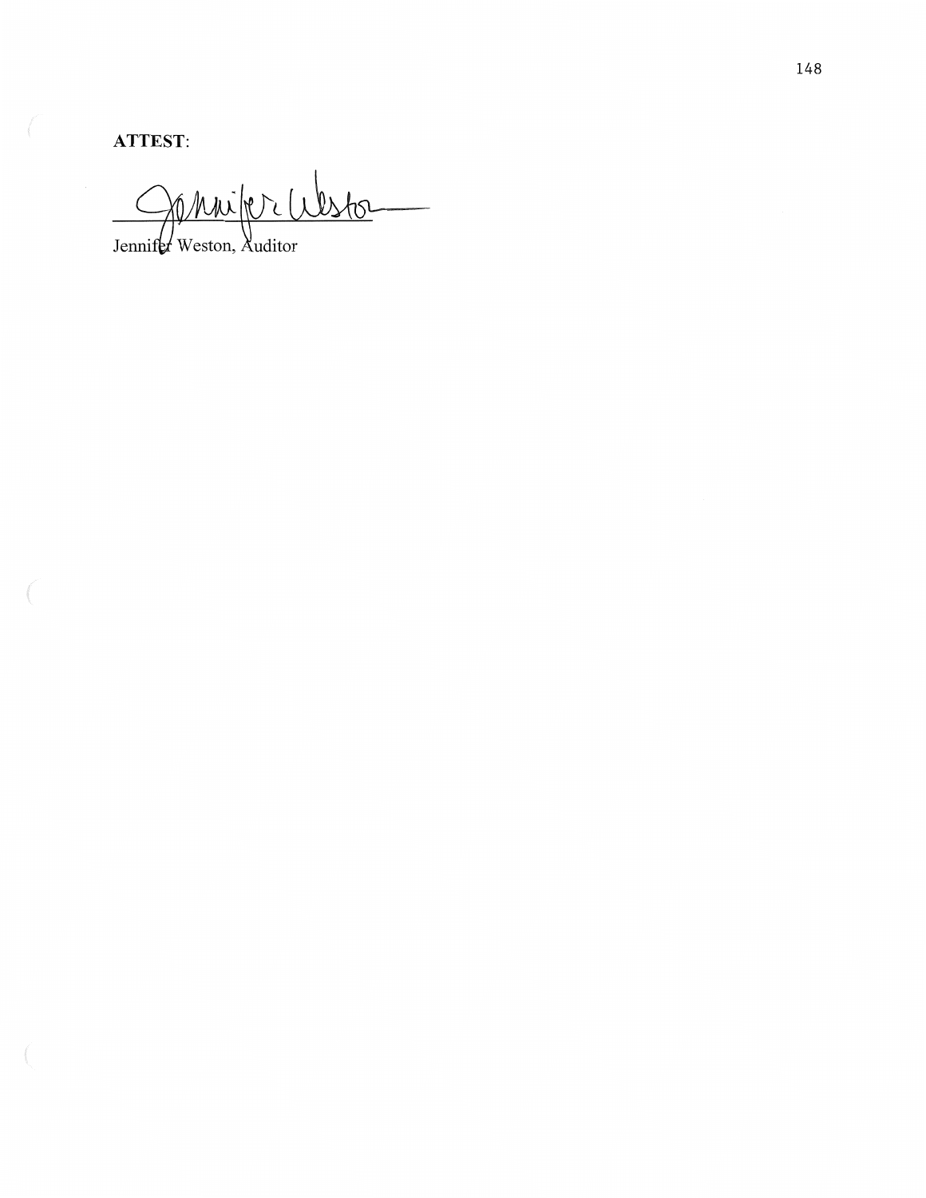**ATTEST**:

Jennifer Weston, Auditor